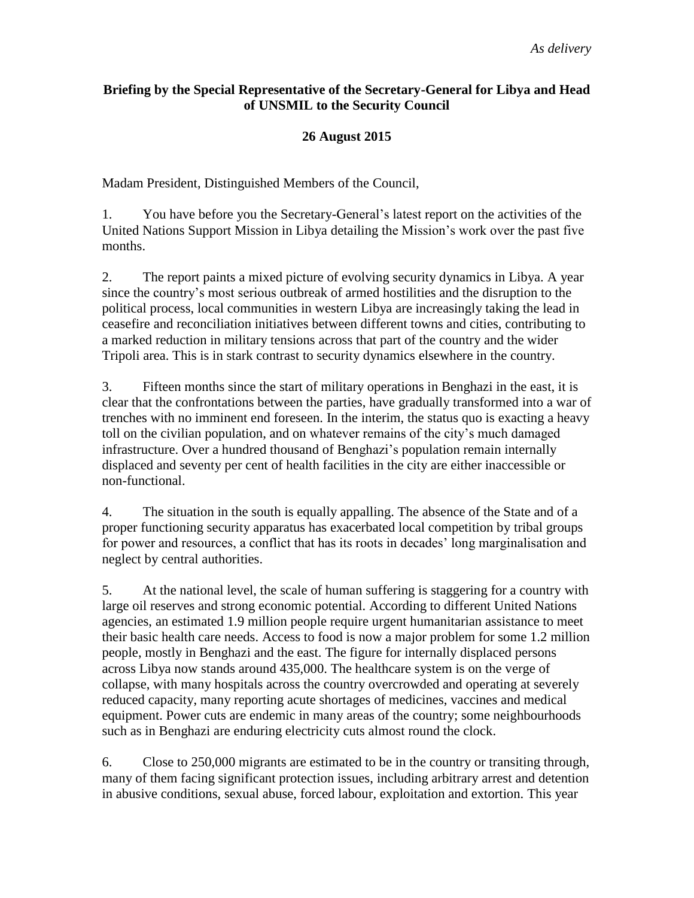*As delivery*

**Briefing by the Special Representative of the Secretary-General for Libya and Head of UNSMIL to the Security Council**

**26 August 2015**

Madam President, Distinguished Members of the Council,

1. You have before you the Secretary-General's latest report on the activities of the United Nations Support Mission in Libya detailing the Mission's work over the past five months.

2. The report paints a mixed picture of evolving security dynamics in Libya. A year since the country's most serious outbreak of armed hostilities and the disruption to the political process, local communities in western Libya are increasingly taking the lead in ceasefire and reconciliation initiatives between different towns and cities, contributing to a marked reduction in military tensions across that part of the country and the wider Tripoli area. This is in stark contrast to security dynamics elsewhere in the country.

3. Fifteen months since the start of military operations in Benghazi in the east, it is clear that the confrontations between the parties, have gradually transformed into a war of trenches with no imminent end foreseen. In the interim, the status quo is exacting a heavy toll on the civilian population, and on whatever remains of the city's much damaged infrastructure. Over a hundred thousand of Benghazi's population remain internally displaced and seventy per cent of health facilities in the city are either inaccessible or non-functional.

4. The situation in the south is equally appalling. The absence of the State and of a proper functioning security apparatus has exacerbated local competition by tribal groups for power and resources, a conflict that has its roots in decades' long marginalisation and neglect by central authorities.

5. At the national level, the scale of human suffering is staggering for a country with large oil reserves and strong economic potential. According to different United Nations agencies, an estimated 1.9 million people require urgent humanitarian assistance to meet their basic health care needs. Access to food is now a major problem for some 1.2 million people, mostly in Benghazi and the east. The figure for internally displaced persons across Libya now stands around 435,000. The healthcare system is on the verge of collapse, with many hospitals across the country overcrowded and operating at severely reduced capacity, many reporting acute shortages of medicines, vaccines and medical equipment. Power cuts are endemic in many areas of the country; some neighbourhoods such as in Benghazi are enduring electricity cuts almost round the clock.

6. Close to 250,000 migrants are estimated to be in the country or transiting through, many of them facing significant protection issues, including arbitrary arrest and detention in abusive conditions, sexual abuse, forced labour, exploitation and extortion. This year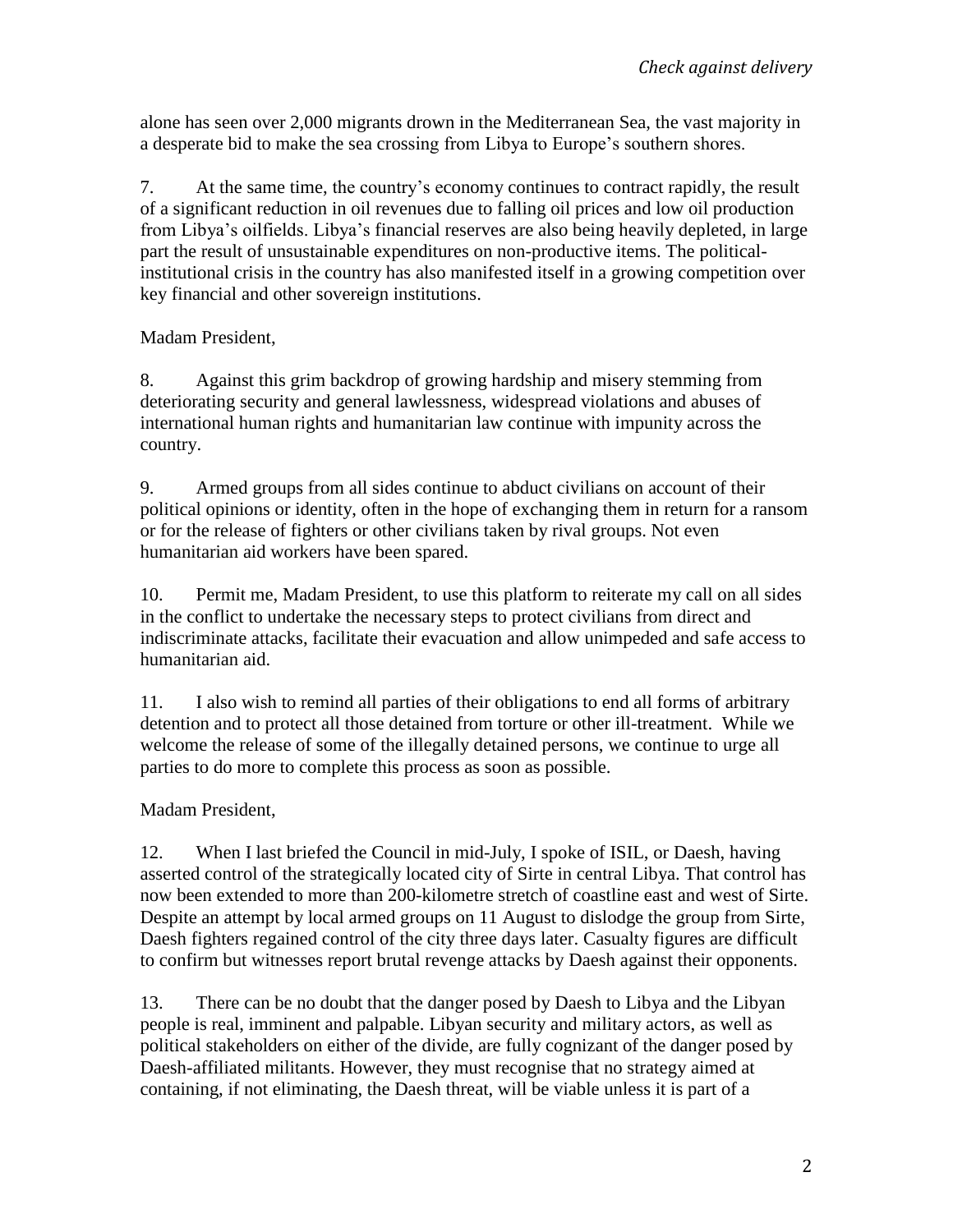alone has seen over 2,000 migrants drown in the Mediterranean Sea, the vast majority in a desperate bid to make the sea crossing from Libya to Europe's southern shores.

7. At the same time, the country's economy continues to contract rapidly, the result of a significant reduction in oil revenues due to falling oil prices and low oil production from Libya's oilfields. Libya's financial reserves are also being heavily depleted, in large part the result of unsustainable expenditures on non-productive items. The political-institutional crisis in the country has also manifested itself in a growing competition over key financial and other sovereign institutions.

Madam President,

8. Against this grim backdrop of growing hardship and misery stemming from deteriorating security and general lawlessness, widespread violations and abuses of international human rights and humanitarian law continue with impunity across the country.

9. Armed groups from all sides continue to abduct civilians on account of their political opinions or identity, often in the hope of exchanging them in return for a ransom or for the release of fighters or other civilians taken by rival groups. Not even humanitarian aid workers have been spared.

10. Permit me, Madam President, to use this platform to reiterate my call on all sides in the conflict to undertake the necessary steps to protect civilians from direct and indiscriminate attacks, facilitate their evacuation and allow unimpeded and safe access to humanitarian aid.

11. I also wish to remind all parties of their obligations to end all forms of arbitrary detention and to protect all those detained from torture or other ill-treatment. While we welcome the release of some of the illegally detained persons, we continue to urge all parties to do more to complete this process as soon as possible.

Madam President,

12. When I last briefed the Council in mid-July, I spoke of ISIL, or Daesh, having asserted control of the strategically located city of Sirte in central Libya. That control has now been extended to more than 200-kilometre stretch of coastline east and west of Sirte. Despite an attempt by local armed groups on 11 August to dislodge the group from Sirte, Daesh fighters regained control of the city three days later. Casualty figures are difficult to confirm but witnesses report brutal revenge attacks by Daesh against their opponents.

13. There can be no doubt that the danger posed by Daesh to Libya and the Libyan people is real, imminent and palpable. Libyan security and military actors, as well as political stakeholders on either of the divide, are fully cognizant of the danger posed by Daesh-affiliated militants. However, they must recognise that no strategy aimed at containing, if not eliminating, the Daesh threat, will be viable unless it is part of a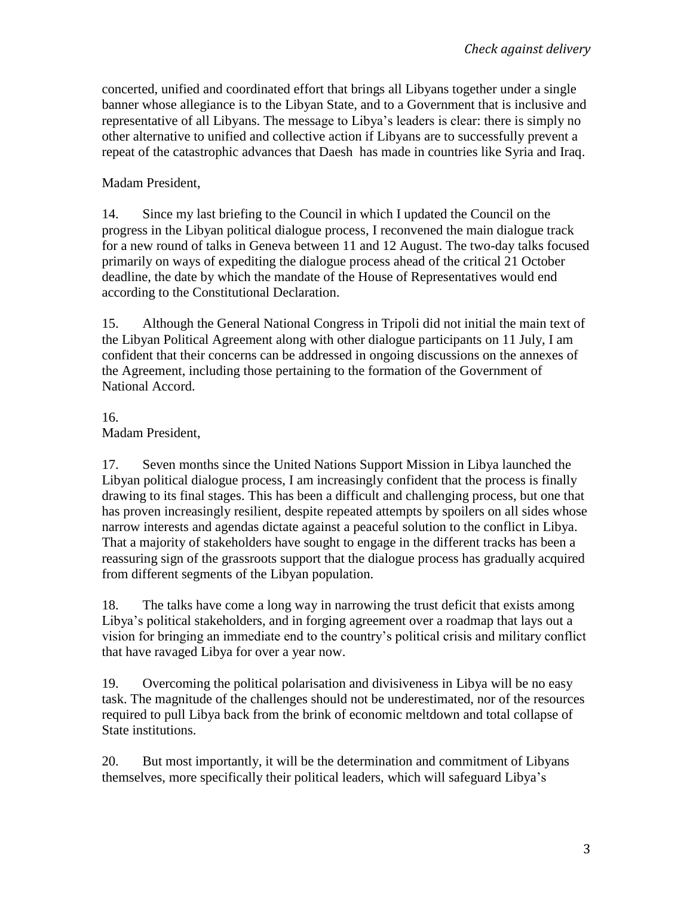concerted, unified and coordinated effort that brings all Libyans together under a single banner whose allegiance is to the Libyan State, and to a Government that is inclusive and representative of all Libyans. The message to Libya's leaders is clear: there is simply no other alternative to unified and collective action if Libyans are to successfully prevent a repeat of the catastrophic advances that Daesh has made in countries like Syria and Iraq.

Madam President,

14. Since my last briefing to the Council in which I updated the Council on the progress in the Libyan political dialogue process, I reconvened the main dialogue track for a new round of talks in Geneva between 11 and 12 August. The two-day talks focused primarily on ways of expediting the dialogue process ahead of the critical 21 October deadline, the date by which the mandate of the House of Representatives would end according to the Constitutional Declaration.

15. Although the General National Congress in Tripoli did not initial the main text of the Libyan Political Agreement along with other dialogue participants on 11 July, I am confident that their concerns can be addressed in ongoing discussions on the annexes of the Agreement, including those pertaining to the formation of the Government of National Accord.

16.
Madam President,

17. Seven months since the United Nations Support Mission in Libya launched the Libyan political dialogue process, I am increasingly confident that the process is finally drawing to its final stages. This has been a difficult and challenging process, but one that has proven increasingly resilient, despite repeated attempts by spoilers on all sides whose narrow interests and agendas dictate against a peaceful solution to the conflict in Libya. That a majority of stakeholders have sought to engage in the different tracks has been a reassuring sign of the grassroots support that the dialogue process has gradually acquired from different segments of the Libyan population.

18. The talks have come a long way in narrowing the trust deficit that exists among Libya's political stakeholders, and in forging agreement over a roadmap that lays out a vision for bringing an immediate end to the country's political crisis and military conflict that have ravaged Libya for over a year now.

19. Overcoming the political polarisation and divisiveness in Libya will be no easy task. The magnitude of the challenges should not be underestimated, nor of the resources required to pull Libya back from the brink of economic meltdown and total collapse of State institutions.

20. But most importantly, it will be the determination and commitment of Libyans themselves, more specifically their political leaders, which will safeguard Libya's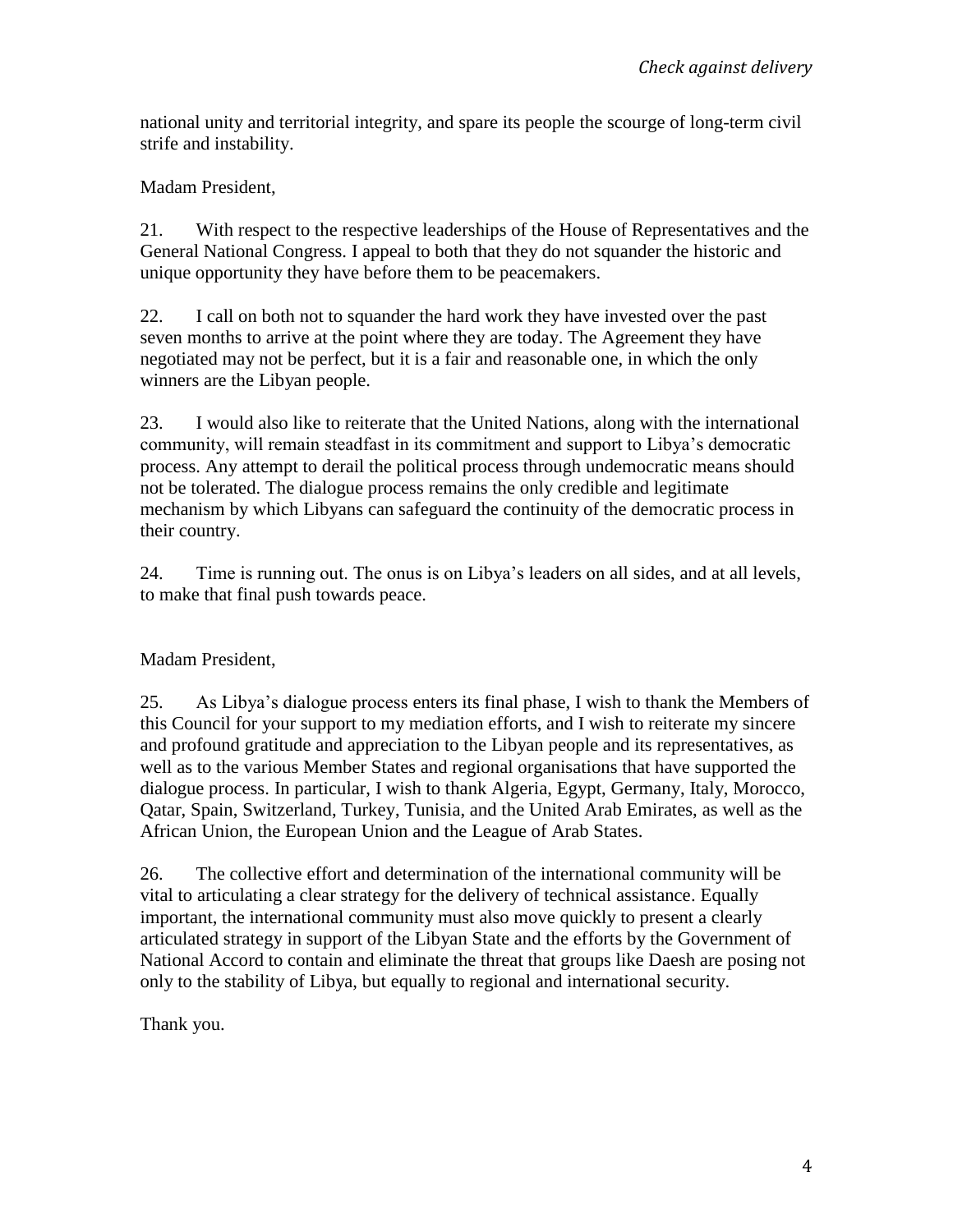national unity and territorial integrity, and spare its people the scourge of long-term civil strife and instability.

Madam President,

21. With respect to the respective leaderships of the House of Representatives and the General National Congress. I appeal to both that they do not squander the historic and unique opportunity they have before them to be peacemakers.

22. I call on both not to squander the hard work they have invested over the past seven months to arrive at the point where they are today. The Agreement they have negotiated may not be perfect, but it is a fair and reasonable one, in which the only winners are the Libyan people.

23. I would also like to reiterate that the United Nations, along with the international community, will remain steadfast in its commitment and support to Libya's democratic process. Any attempt to derail the political process through undemocratic means should not be tolerated. The dialogue process remains the only credible and legitimate mechanism by which Libyans can safeguard the continuity of the democratic process in their country.

24. Time is running out. The onus is on Libya's leaders on all sides, and at all levels, to make that final push towards peace.

Madam President,

25. As Libya's dialogue process enters its final phase, I wish to thank the Members of this Council for your support to my mediation efforts, and I wish to reiterate my sincere and profound gratitude and appreciation to the Libyan people and its representatives, as well as to the various Member States and regional organisations that have supported the dialogue process. In particular, I wish to thank Algeria, Egypt, Germany, Italy, Morocco, Qatar, Spain, Switzerland, Turkey, Tunisia, and the United Arab Emirates, as well as the African Union, the European Union and the League of Arab States.

26. The collective effort and determination of the international community will be vital to articulating a clear strategy for the delivery of technical assistance. Equally important, the international community must also move quickly to present a clearly articulated strategy in support of the Libyan State and the efforts by the Government of National Accord to contain and eliminate the threat that groups like Daesh are posing not only to the stability of Libya, but equally to regional and international security.

Thank you.